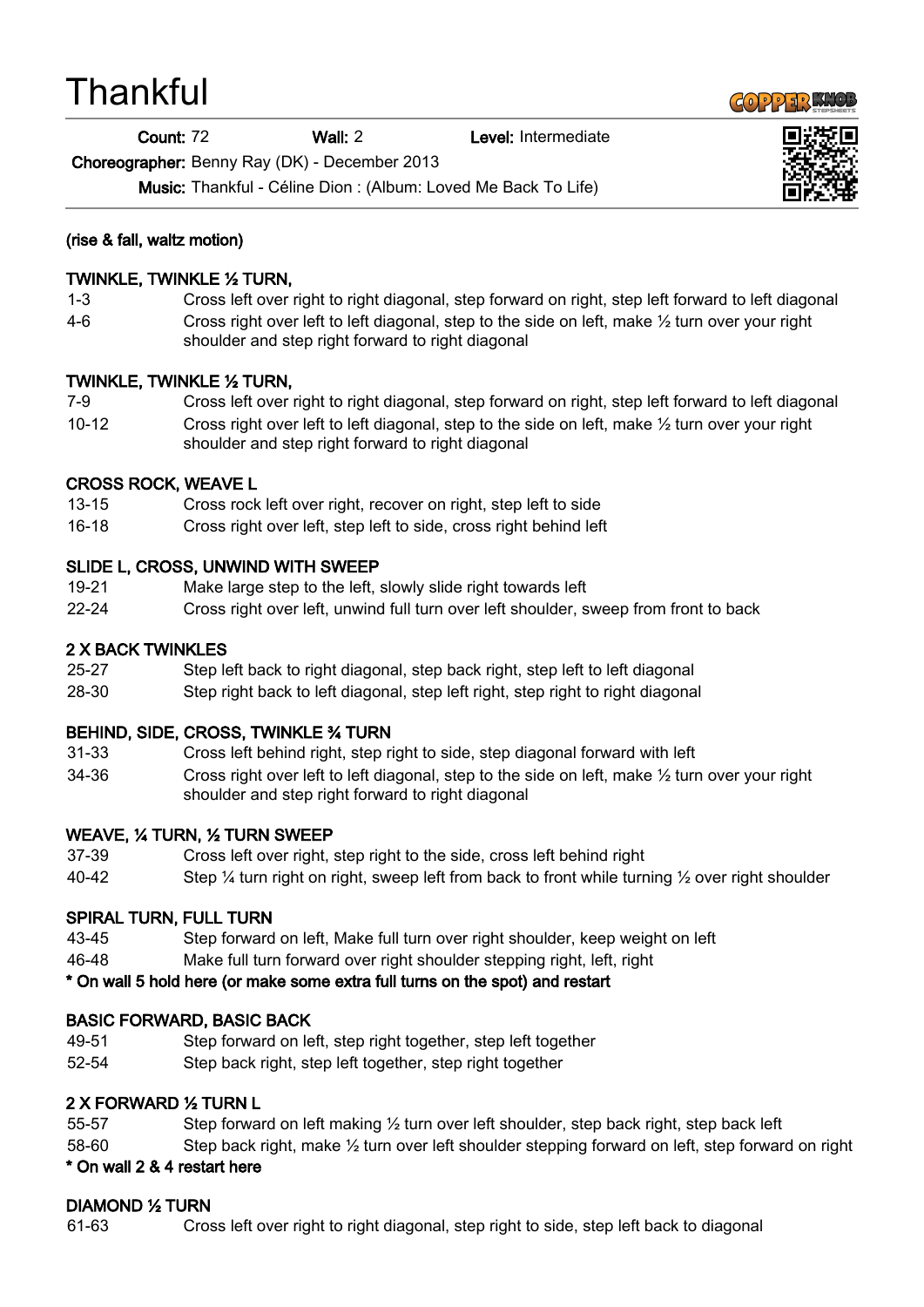# Thankful

**Count:** 72 **Wall:** 2 **Level:** Intermediate

**Choreographer:** Benny Ray (DK) - December 2013

**Music:** Thankful - Céline Dion : (Album: Loved Me Back To Life)

**(rise & fall, waltz motion)**

**TWINKLE, TWINKLE ½ TURN,**

| | |
|---|---|
| 1-3 | Cross left over right to right diagonal, step forward on right, step left forward to left diagonal |
| 4-6 | Cross right over left to left diagonal, step to the side on left, make ½ turn over your right shoulder and step right forward to right diagonal |

**TWINKLE, TWINKLE ½ TURN,**

| | |
|---|---|
| 7-9 | Cross left over right to right diagonal, step forward on right, step left forward to left diagonal |
| 10-12 | Cross right over left to left diagonal, step to the side on left, make ½ turn over your right shoulder and step right forward to right diagonal |

**CROSS ROCK, WEAVE L**

| | |
|---|---|
| 13-15 | Cross rock left over right, recover on right, step left to side |
| 16-18 | Cross right over left, step left to side, cross right behind left |

**SLIDE L, CROSS, UNWIND WITH SWEEP**

| | |
|---|---|
| 19-21 | Make large step to the left, slowly slide right towards left |
| 22-24 | Cross right over left, unwind full turn over left shoulder, sweep from front to back |

**2 X BACK TWINKLES**

| | |
|---|---|
| 25-27 | Step left back to right diagonal, step back right, step left to left diagonal |
| 28-30 | Step right back to left diagonal, step left right, step right to right diagonal |

**BEHIND, SIDE, CROSS, TWINKLE ¾ TURN**

| | |
|---|---|
| 31-33 | Cross left behind right, step right to side, step diagonal forward with left |
| 34-36 | Cross right over left to left diagonal, step to the side on left, make ½ turn over your right shoulder and step right forward to right diagonal |

**WEAVE, ¼ TURN, ½ TURN SWEEP**

| | |
|---|---|
| 37-39 | Cross left over right, step right to the side, cross left behind right |
| 40-42 | Step ¼ turn right on right, sweep left from back to front while turning ½ over right shoulder |

**SPIRAL TURN, FULL TURN**

| | |
|---|---|
| 43-45 | Step forward on left, Make full turn over right shoulder, keep weight on left |
| 46-48 | Make full turn forward over right shoulder stepping right, left, right |

**\* On wall 5 hold here (or make some extra full turns on the spot) and restart**

**BASIC FORWARD, BASIC BACK**

| | |
|---|---|
| 49-51 | Step forward on left, step right together, step left together |
| 52-54 | Step back right, step left together, step right together |

**2 X FORWARD ½ TURN L**

| | |
|---|---|
| 55-57 | Step forward on left making ½ turn over left shoulder, step back right, step back left |
| 58-60 | Step back right, make ½ turn over left shoulder stepping forward on left, step forward on right |

**\* On wall 2 & 4 restart here**

**DIAMOND ½ TURN**

| | |
|---|---|
| 61-63 | Cross left over right to right diagonal, step right to side, step left back to diagonal |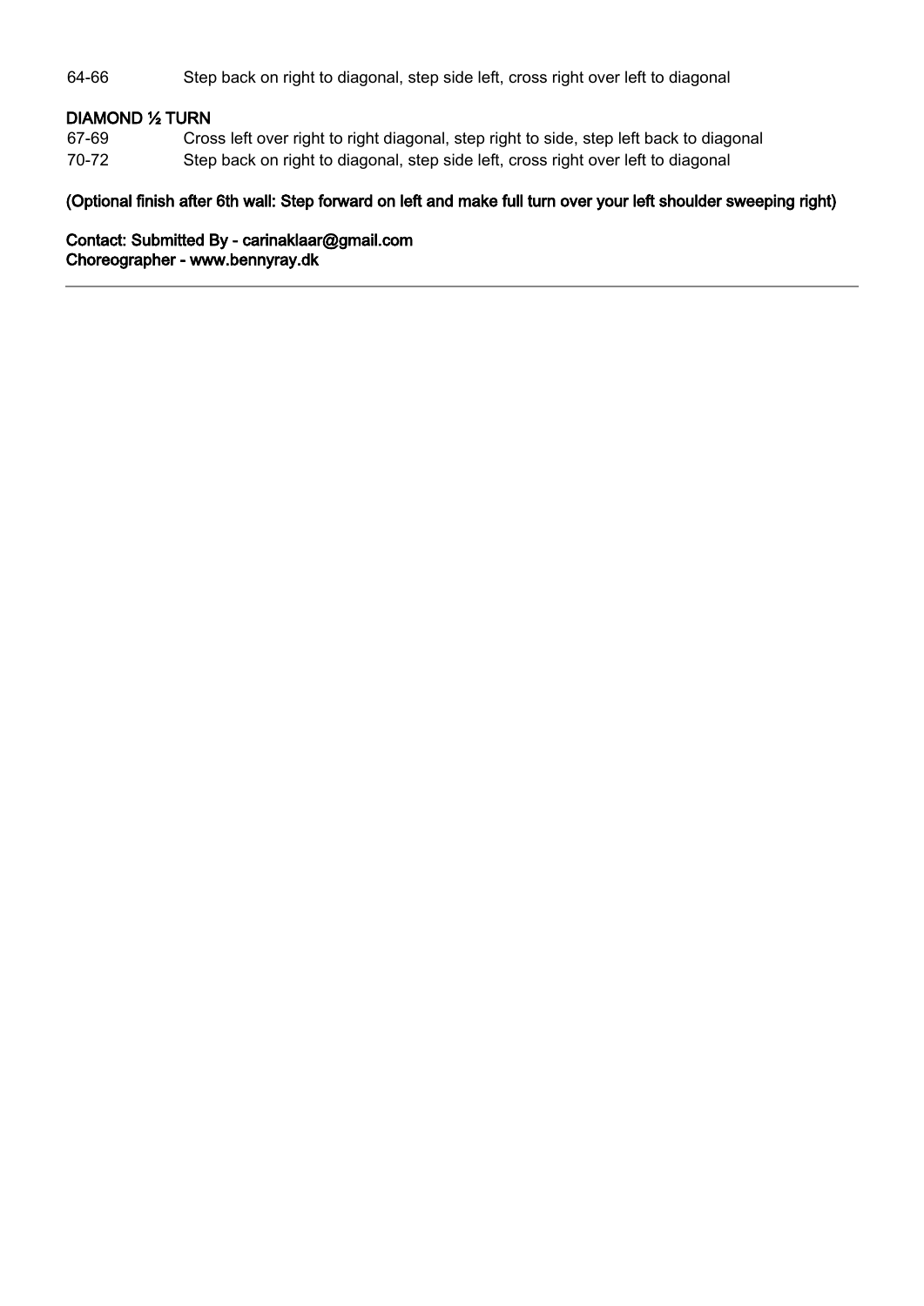| | |
|---|---|
| 64-66 | Step back on right to diagonal, step side left, cross right over left to diagonal |

**DIAMOND ½ TURN**

| | |
|---|---|
| 67-69 | Cross left over right to right diagonal, step right to side, step left back to diagonal |
| 70-72 | Step back on right to diagonal, step side left, cross right over left to diagonal |

**(Optional finish after 6th wall: Step forward on left and make full turn over your left shoulder sweeping right)**

**Contact: Submitted By - carinaklaar@gmail.com**
**Choreographer - www.bennyray.dk**

---